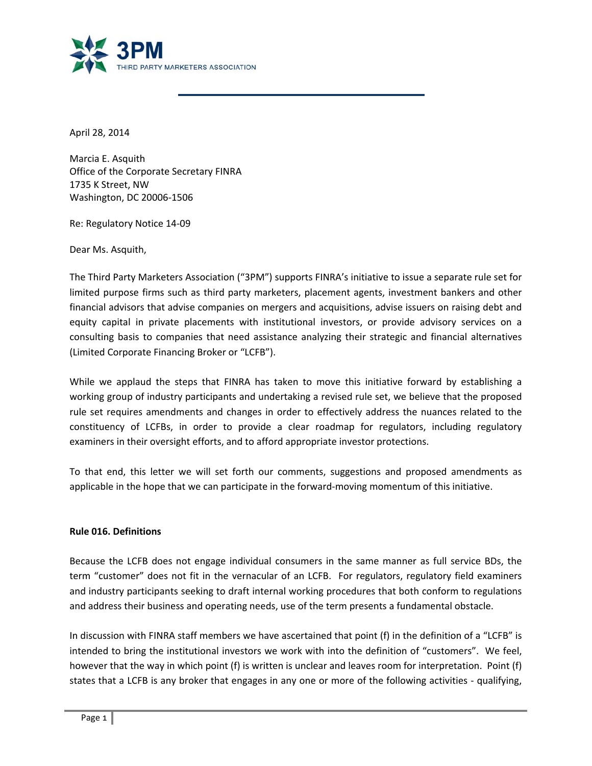**3PM**
THIRD PARTY MARKETERS ASSOCIATION

April 28, 2014

Marcia E. Asquith
Office of the Corporate Secretary FINRA
1735 K Street, NW
Washington, DC 20006-1506

Re: Regulatory Notice 14-09

Dear Ms. Asquith,

The Third Party Marketers Association ("3PM") supports FINRA's initiative to issue a separate rule set for limited purpose firms such as third party marketers, placement agents, investment bankers and other financial advisors that advise companies on mergers and acquisitions, advise issuers on raising debt and equity capital in private placements with institutional investors, or provide advisory services on a consulting basis to companies that need assistance analyzing their strategic and financial alternatives (Limited Corporate Financing Broker or "LCFB").

While we applaud the steps that FINRA has taken to move this initiative forward by establishing a working group of industry participants and undertaking a revised rule set, we believe that the proposed rule set requires amendments and changes in order to effectively address the nuances related to the constituency of LCFBs, in order to provide a clear roadmap for regulators, including regulatory examiners in their oversight efforts, and to afford appropriate investor protections.

To that end, this letter we will set forth our comments, suggestions and proposed amendments as applicable in the hope that we can participate in the forward-moving momentum of this initiative.

**Rule 016. Definitions**

Because the LCFB does not engage individual consumers in the same manner as full service BDs, the term "customer" does not fit in the vernacular of an LCFB. For regulators, regulatory field examiners and industry participants seeking to draft internal working procedures that both conform to regulations and address their business and operating needs, use of the term presents a fundamental obstacle.

In discussion with FINRA staff members we have ascertained that point (f) in the definition of a "LCFB" is intended to bring the institutional investors we work with into the definition of "customers". We feel, however that the way in which point (f) is written is unclear and leaves room for interpretation. Point (f) states that a LCFB is any broker that engages in any one or more of the following activities - qualifying,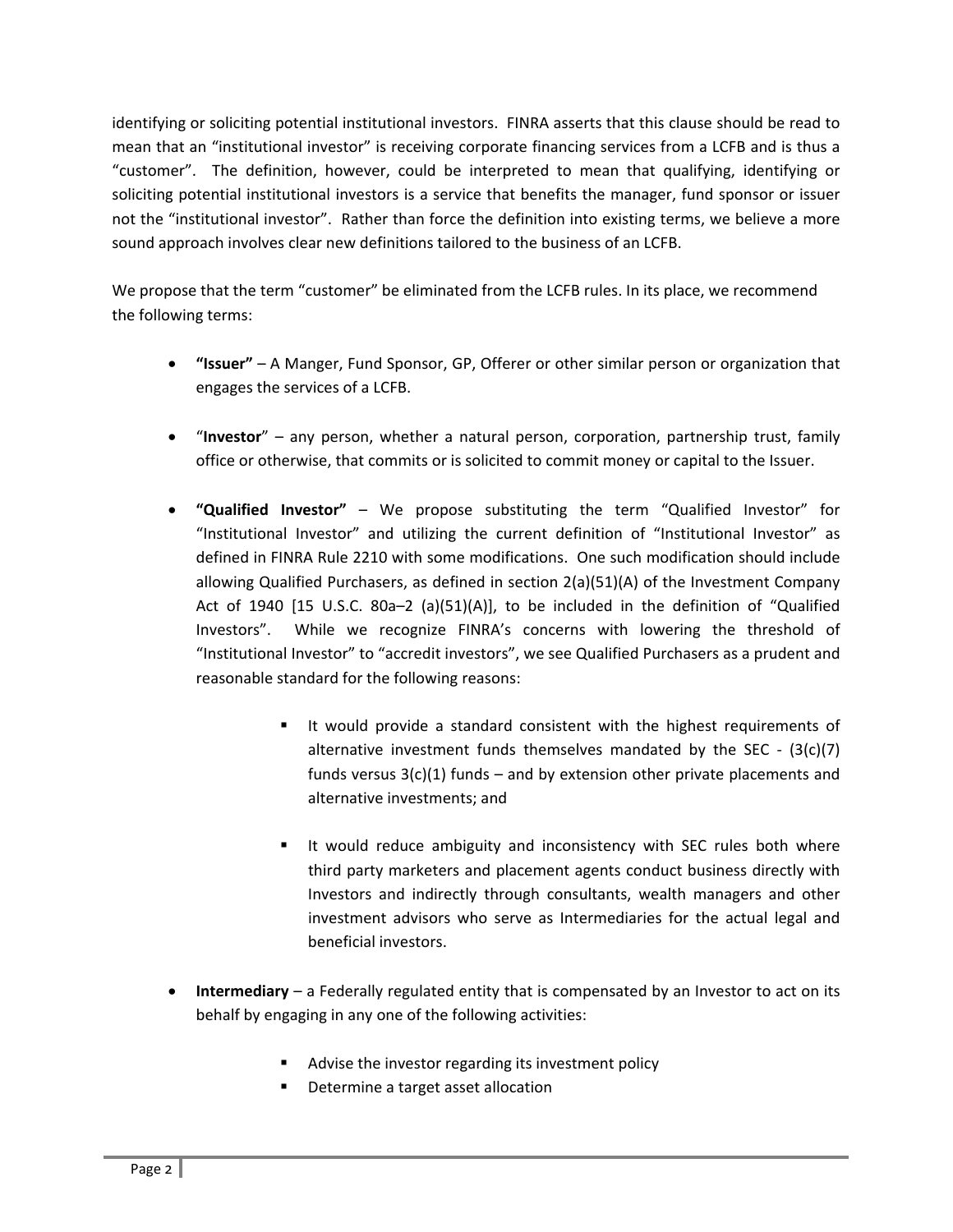identifying or soliciting potential institutional investors. FINRA asserts that this clause should be read to mean that an "institutional investor" is receiving corporate financing services from a LCFB and is thus a "customer". The definition, however, could be interpreted to mean that qualifying, identifying or soliciting potential institutional investors is a service that benefits the manager, fund sponsor or issuer not the "institutional investor". Rather than force the definition into existing terms, we believe a more sound approach involves clear new definitions tailored to the business of an LCFB.

We propose that the term "customer" be eliminated from the LCFB rules. In its place, we recommend the following terms:

- **"Issuer"** – A Manger, Fund Sponsor, GP, Offerer or other similar person or organization that engages the services of a LCFB.

- "**Investor**" – any person, whether a natural person, corporation, partnership trust, family office or otherwise, that commits or is solicited to commit money or capital to the Issuer.

- **"Qualified Investor"** – We propose substituting the term "Qualified Investor" for "Institutional Investor" and utilizing the current definition of "Institutional Investor" as defined in FINRA Rule 2210 with some modifications. One such modification should include allowing Qualified Purchasers, as defined in section 2(a)(51)(A) of the Investment Company Act of 1940 [15 U.S.C. 80a–2 (a)(51)(A)], to be included in the definition of "Qualified Investors". While we recognize FINRA's concerns with lowering the threshold of "Institutional Investor" to "accredit investors", we see Qualified Purchasers as a prudent and reasonable standard for the following reasons:

    - It would provide a standard consistent with the highest requirements of alternative investment funds themselves mandated by the SEC - (3(c)(7) funds versus 3(c)(1) funds – and by extension other private placements and alternative investments; and

    - It would reduce ambiguity and inconsistency with SEC rules both where third party marketers and placement agents conduct business directly with Investors and indirectly through consultants, wealth managers and other investment advisors who serve as Intermediaries for the actual legal and beneficial investors.

- **Intermediary** – a Federally regulated entity that is compensated by an Investor to act on its behalf by engaging in any one of the following activities:

    - Advise the investor regarding its investment policy
    - Determine a target asset allocation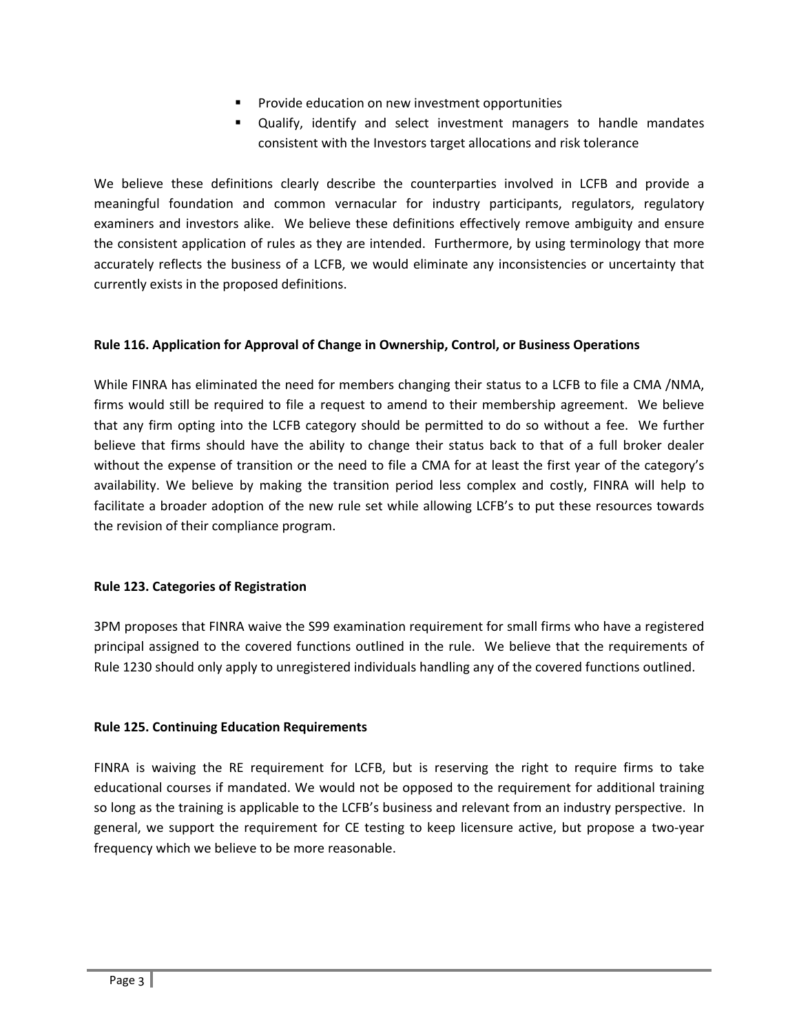- Provide education on new investment opportunities
- Qualify, identify and select investment managers to handle mandates consistent with the Investors target allocations and risk tolerance

We believe these definitions clearly describe the counterparties involved in LCFB and provide a meaningful foundation and common vernacular for industry participants, regulators, regulatory examiners and investors alike. We believe these definitions effectively remove ambiguity and ensure the consistent application of rules as they are intended. Furthermore, by using terminology that more accurately reflects the business of a LCFB, we would eliminate any inconsistencies or uncertainty that currently exists in the proposed definitions.

**Rule 116. Application for Approval of Change in Ownership, Control, or Business Operations**

While FINRA has eliminated the need for members changing their status to a LCFB to file a CMA /NMA, firms would still be required to file a request to amend to their membership agreement. We believe that any firm opting into the LCFB category should be permitted to do so without a fee. We further believe that firms should have the ability to change their status back to that of a full broker dealer without the expense of transition or the need to file a CMA for at least the first year of the category's availability. We believe by making the transition period less complex and costly, FINRA will help to facilitate a broader adoption of the new rule set while allowing LCFB's to put these resources towards the revision of their compliance program.

**Rule 123. Categories of Registration**

3PM proposes that FINRA waive the S99 examination requirement for small firms who have a registered principal assigned to the covered functions outlined in the rule. We believe that the requirements of Rule 1230 should only apply to unregistered individuals handling any of the covered functions outlined.

**Rule 125. Continuing Education Requirements**

FINRA is waiving the RE requirement for LCFB, but is reserving the right to require firms to take educational courses if mandated. We would not be opposed to the requirement for additional training so long as the training is applicable to the LCFB's business and relevant from an industry perspective. In general, we support the requirement for CE testing to keep licensure active, but propose a two-year frequency which we believe to be more reasonable.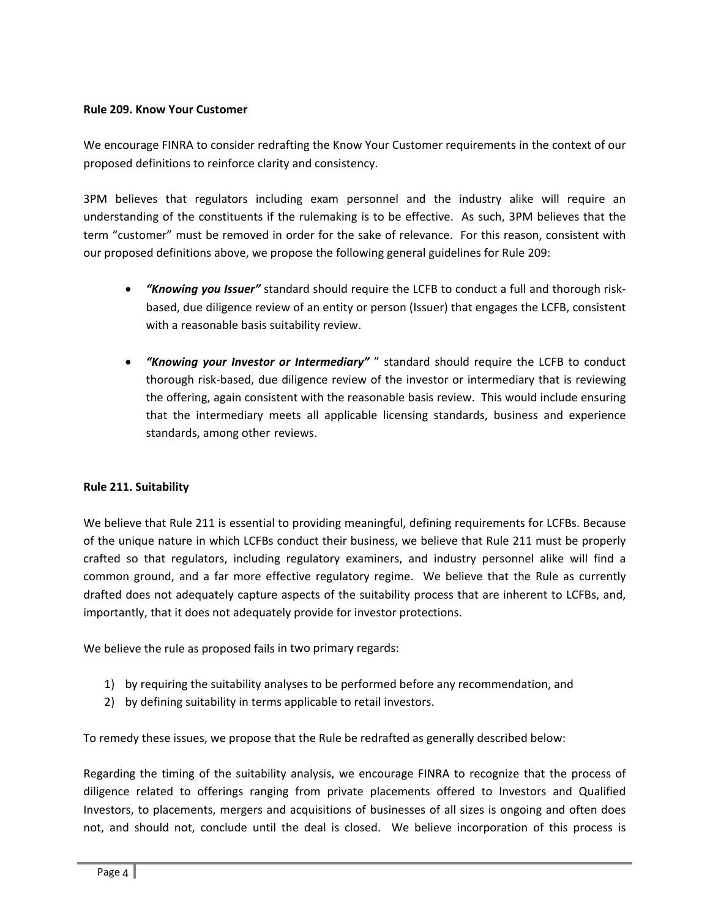**Rule 209. Know Your Customer**

We encourage FINRA to consider redrafting the Know Your Customer requirements in the context of our proposed definitions to reinforce clarity and consistency.

3PM believes that regulators including exam personnel and the industry alike will require an understanding of the constituents if the rulemaking is to be effective. As such, 3PM believes that the term "customer" must be removed in order for the sake of relevance. For this reason, consistent with our proposed definitions above, we propose the following general guidelines for Rule 209:

- ***"Knowing you Issuer"*** standard should require the LCFB to conduct a full and thorough risk-based, due diligence review of an entity or person (Issuer) that engages the LCFB, consistent with a reasonable basis suitability review.

- ***"Knowing your Investor or Intermediary"*** " standard should require the LCFB to conduct thorough risk-based, due diligence review of the investor or intermediary that is reviewing the offering, again consistent with the reasonable basis review. This would include ensuring that the intermediary meets all applicable licensing standards, business and experience standards, among other reviews.

**Rule 211. Suitability**

We believe that Rule 211 is essential to providing meaningful, defining requirements for LCFBs. Because of the unique nature in which LCFBs conduct their business, we believe that Rule 211 must be properly crafted so that regulators, including regulatory examiners, and industry personnel alike will find a common ground, and a far more effective regulatory regime. We believe that the Rule as currently drafted does not adequately capture aspects of the suitability process that are inherent to LCFBs, and, importantly, that it does not adequately provide for investor protections.

We believe the rule as proposed fails in two primary regards:

1) by requiring the suitability analyses to be performed before any recommendation, and
2) by defining suitability in terms applicable to retail investors.

To remedy these issues, we propose that the Rule be redrafted as generally described below:

Regarding the timing of the suitability analysis, we encourage FINRA to recognize that the process of diligence related to offerings ranging from private placements offered to Investors and Qualified Investors, to placements, mergers and acquisitions of businesses of all sizes is ongoing and often does not, and should not, conclude until the deal is closed. We believe incorporation of this process is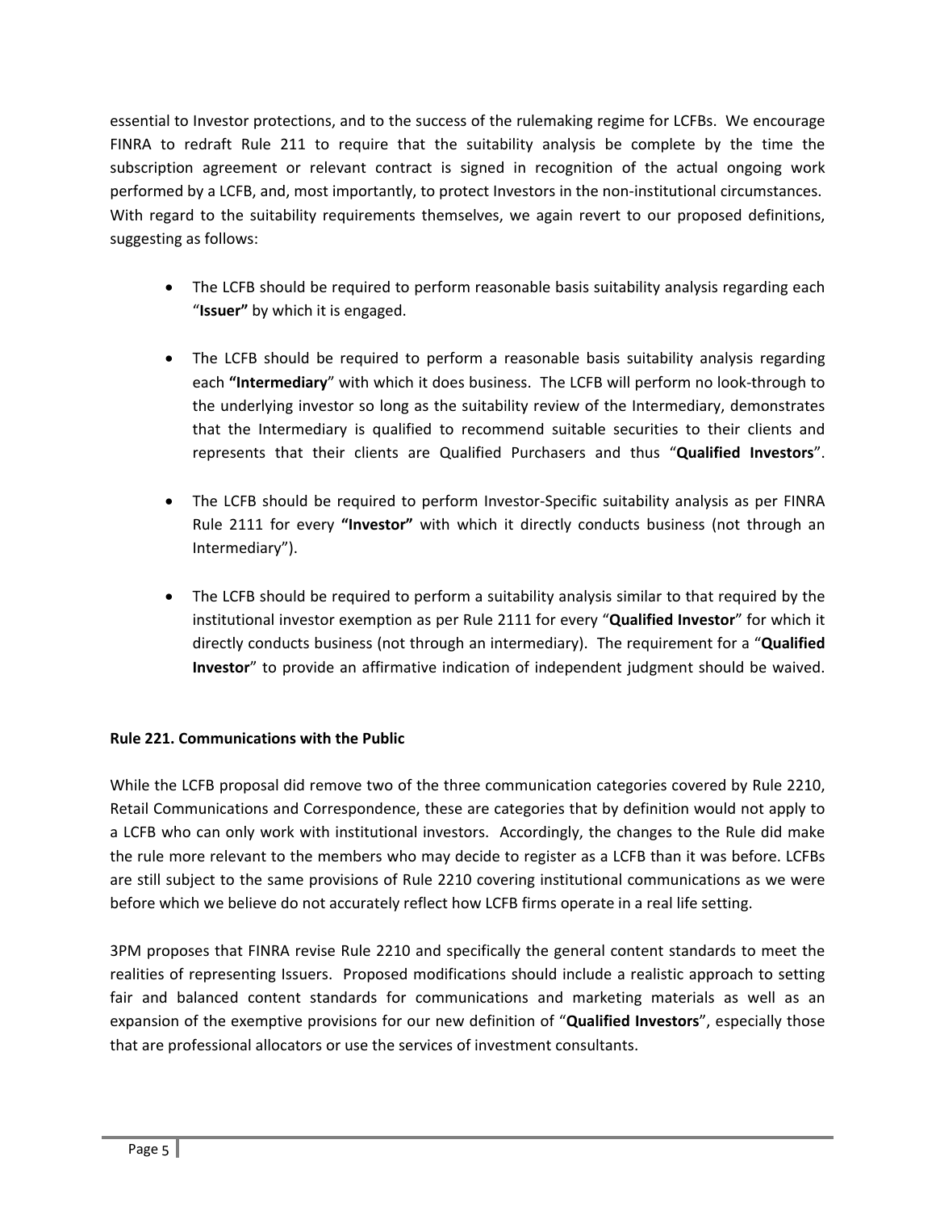essential to Investor protections, and to the success of the rulemaking regime for LCFBs. We encourage FINRA to redraft Rule 211 to require that the suitability analysis be complete by the time the subscription agreement or relevant contract is signed in recognition of the actual ongoing work performed by a LCFB, and, most importantly, to protect Investors in the non-institutional circumstances. With regard to the suitability requirements themselves, we again revert to our proposed definitions, suggesting as follows:

- The LCFB should be required to perform reasonable basis suitability analysis regarding each "**Issuer"** by which it is engaged.

- The LCFB should be required to perform a reasonable basis suitability analysis regarding each **"Intermediary**" with which it does business. The LCFB will perform no look-through to the underlying investor so long as the suitability review of the Intermediary, demonstrates that the Intermediary is qualified to recommend suitable securities to their clients and represents that their clients are Qualified Purchasers and thus "**Qualified Investors**".

- The LCFB should be required to perform Investor-Specific suitability analysis as per FINRA Rule 2111 for every **"Investor"** with which it directly conducts business (not through an Intermediary").

- The LCFB should be required to perform a suitability analysis similar to that required by the institutional investor exemption as per Rule 2111 for every "**Qualified Investor**" for which it directly conducts business (not through an intermediary). The requirement for a "**Qualified Investor**" to provide an affirmative indication of independent judgment should be waived.

**Rule 221. Communications with the Public**

While the LCFB proposal did remove two of the three communication categories covered by Rule 2210, Retail Communications and Correspondence, these are categories that by definition would not apply to a LCFB who can only work with institutional investors. Accordingly, the changes to the Rule did make the rule more relevant to the members who may decide to register as a LCFB than it was before. LCFBs are still subject to the same provisions of Rule 2210 covering institutional communications as we were before which we believe do not accurately reflect how LCFB firms operate in a real life setting.

3PM proposes that FINRA revise Rule 2210 and specifically the general content standards to meet the realities of representing Issuers. Proposed modifications should include a realistic approach to setting fair and balanced content standards for communications and marketing materials as well as an expansion of the exemptive provisions for our new definition of "**Qualified Investors**", especially those that are professional allocators or use the services of investment consultants.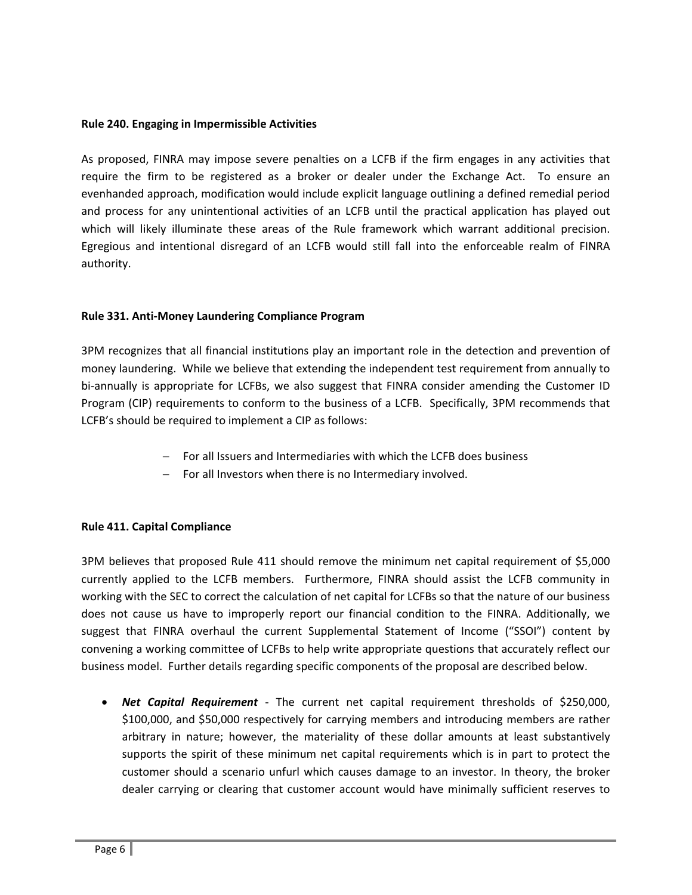**Rule 240. Engaging in Impermissible Activities**

As proposed, FINRA may impose severe penalties on a LCFB if the firm engages in any activities that require the firm to be registered as a broker or dealer under the Exchange Act. To ensure an evenhanded approach, modification would include explicit language outlining a defined remedial period and process for any unintentional activities of an LCFB until the practical application has played out which will likely illuminate these areas of the Rule framework which warrant additional precision. Egregious and intentional disregard of an LCFB would still fall into the enforceable realm of FINRA authority.

**Rule 331. Anti-Money Laundering Compliance Program**

3PM recognizes that all financial institutions play an important role in the detection and prevention of money laundering. While we believe that extending the independent test requirement from annually to bi-annually is appropriate for LCFBs, we also suggest that FINRA consider amending the Customer ID Program (CIP) requirements to conform to the business of a LCFB. Specifically, 3PM recommends that LCFB's should be required to implement a CIP as follows:

- For all Issuers and Intermediaries with which the LCFB does business
- For all Investors when there is no Intermediary involved.

**Rule 411. Capital Compliance**

3PM believes that proposed Rule 411 should remove the minimum net capital requirement of $5,000 currently applied to the LCFB members. Furthermore, FINRA should assist the LCFB community in working with the SEC to correct the calculation of net capital for LCFBs so that the nature of our business does not cause us have to improperly report our financial condition to the FINRA. Additionally, we suggest that FINRA overhaul the current Supplemental Statement of Income ("SSOI") content by convening a working committee of LCFBs to help write appropriate questions that accurately reflect our business model. Further details regarding specific components of the proposal are described below.

- ***Net Capital Requirement*** - The current net capital requirement thresholds of $250,000, $100,000, and $50,000 respectively for carrying members and introducing members are rather arbitrary in nature; however, the materiality of these dollar amounts at least substantively supports the spirit of these minimum net capital requirements which is in part to protect the customer should a scenario unfurl which causes damage to an investor. In theory, the broker dealer carrying or clearing that customer account would have minimally sufficient reserves to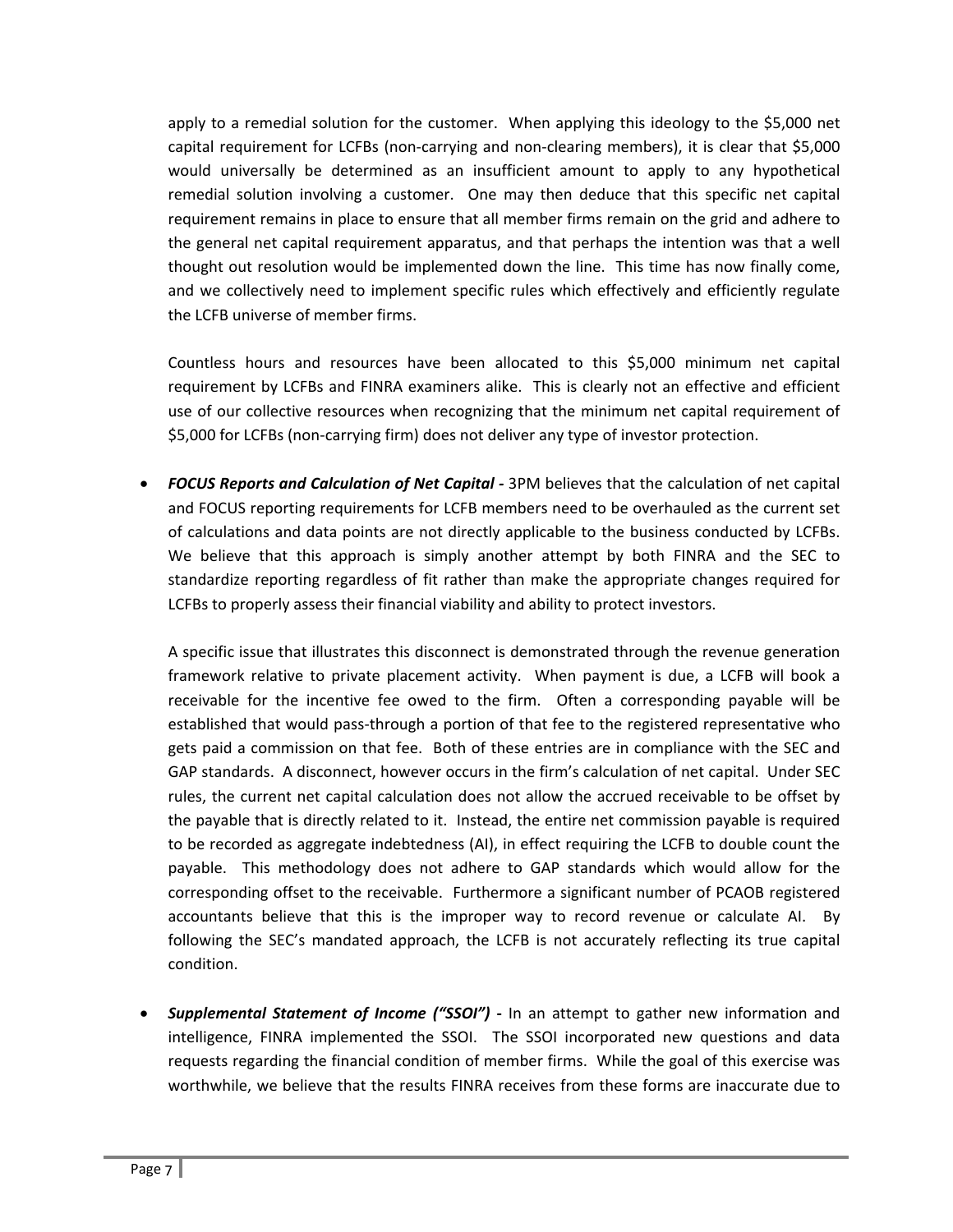apply to a remedial solution for the customer. When applying this ideology to the $5,000 net capital requirement for LCFBs (non-carrying and non-clearing members), it is clear that $5,000 would universally be determined as an insufficient amount to apply to any hypothetical remedial solution involving a customer. One may then deduce that this specific net capital requirement remains in place to ensure that all member firms remain on the grid and adhere to the general net capital requirement apparatus, and that perhaps the intention was that a well thought out resolution would be implemented down the line. This time has now finally come, and we collectively need to implement specific rules which effectively and efficiently regulate the LCFB universe of member firms.

Countless hours and resources have been allocated to this $5,000 minimum net capital requirement by LCFBs and FINRA examiners alike. This is clearly not an effective and efficient use of our collective resources when recognizing that the minimum net capital requirement of $5,000 for LCFBs (non-carrying firm) does not deliver any type of investor protection.

- ***FOCUS Reports and Calculation of Net Capital -*** 3PM believes that the calculation of net capital and FOCUS reporting requirements for LCFB members need to be overhauled as the current set of calculations and data points are not directly applicable to the business conducted by LCFBs. We believe that this approach is simply another attempt by both FINRA and the SEC to standardize reporting regardless of fit rather than make the appropriate changes required for LCFBs to properly assess their financial viability and ability to protect investors.

  A specific issue that illustrates this disconnect is demonstrated through the revenue generation framework relative to private placement activity. When payment is due, a LCFB will book a receivable for the incentive fee owed to the firm. Often a corresponding payable will be established that would pass-through a portion of that fee to the registered representative who gets paid a commission on that fee. Both of these entries are in compliance with the SEC and GAP standards. A disconnect, however occurs in the firm's calculation of net capital. Under SEC rules, the current net capital calculation does not allow the accrued receivable to be offset by the payable that is directly related to it. Instead, the entire net commission payable is required to be recorded as aggregate indebtedness (AI), in effect requiring the LCFB to double count the payable. This methodology does not adhere to GAP standards which would allow for the corresponding offset to the receivable. Furthermore a significant number of PCAOB registered accountants believe that this is the improper way to record revenue or calculate AI. By following the SEC's mandated approach, the LCFB is not accurately reflecting its true capital condition.

- ***Supplemental Statement of Income ("SSOI") -*** In an attempt to gather new information and intelligence, FINRA implemented the SSOI. The SSOI incorporated new questions and data requests regarding the financial condition of member firms. While the goal of this exercise was worthwhile, we believe that the results FINRA receives from these forms are inaccurate due to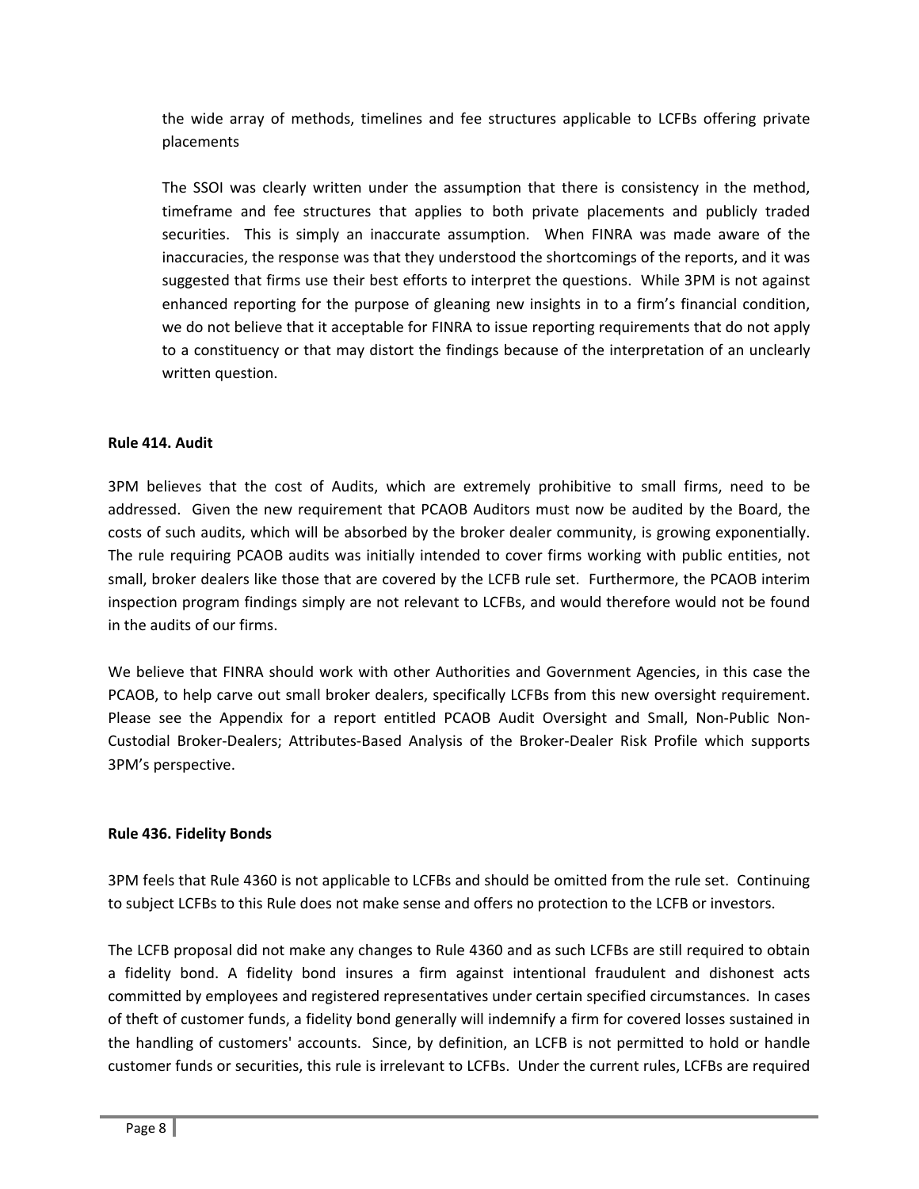the wide array of methods, timelines and fee structures applicable to LCFBs offering private placements

The SSOI was clearly written under the assumption that there is consistency in the method, timeframe and fee structures that applies to both private placements and publicly traded securities. This is simply an inaccurate assumption. When FINRA was made aware of the inaccuracies, the response was that they understood the shortcomings of the reports, and it was suggested that firms use their best efforts to interpret the questions. While 3PM is not against enhanced reporting for the purpose of gleaning new insights in to a firm's financial condition, we do not believe that it acceptable for FINRA to issue reporting requirements that do not apply to a constituency or that may distort the findings because of the interpretation of an unclearly written question.

**Rule 414. Audit**

3PM believes that the cost of Audits, which are extremely prohibitive to small firms, need to be addressed. Given the new requirement that PCAOB Auditors must now be audited by the Board, the costs of such audits, which will be absorbed by the broker dealer community, is growing exponentially. The rule requiring PCAOB audits was initially intended to cover firms working with public entities, not small, broker dealers like those that are covered by the LCFB rule set. Furthermore, the PCAOB interim inspection program findings simply are not relevant to LCFBs, and would therefore would not be found in the audits of our firms.

We believe that FINRA should work with other Authorities and Government Agencies, in this case the PCAOB, to help carve out small broker dealers, specifically LCFBs from this new oversight requirement. Please see the Appendix for a report entitled PCAOB Audit Oversight and Small, Non-Public Non-Custodial Broker-Dealers; Attributes-Based Analysis of the Broker-Dealer Risk Profile which supports 3PM's perspective.

**Rule 436. Fidelity Bonds**

3PM feels that Rule 4360 is not applicable to LCFBs and should be omitted from the rule set. Continuing to subject LCFBs to this Rule does not make sense and offers no protection to the LCFB or investors.

The LCFB proposal did not make any changes to Rule 4360 and as such LCFBs are still required to obtain a fidelity bond. A fidelity bond insures a firm against intentional fraudulent and dishonest acts committed by employees and registered representatives under certain specified circumstances. In cases of theft of customer funds, a fidelity bond generally will indemnify a firm for covered losses sustained in the handling of customers' accounts. Since, by definition, an LCFB is not permitted to hold or handle customer funds or securities, this rule is irrelevant to LCFBs. Under the current rules, LCFBs are required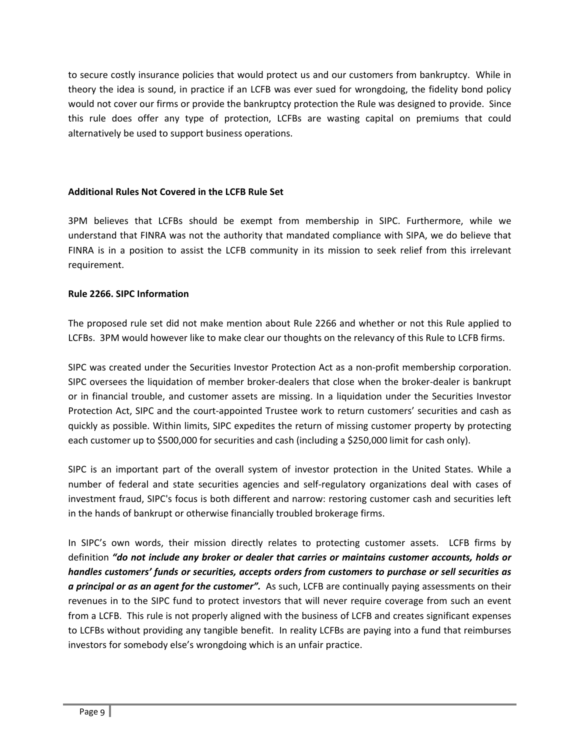to secure costly insurance policies that would protect us and our customers from bankruptcy. While in theory the idea is sound, in practice if an LCFB was ever sued for wrongdoing, the fidelity bond policy would not cover our firms or provide the bankruptcy protection the Rule was designed to provide. Since this rule does offer any type of protection, LCFBs are wasting capital on premiums that could alternatively be used to support business operations.

**Additional Rules Not Covered in the LCFB Rule Set**

3PM believes that LCFBs should be exempt from membership in SIPC. Furthermore, while we understand that FINRA was not the authority that mandated compliance with SIPA, we do believe that FINRA is in a position to assist the LCFB community in its mission to seek relief from this irrelevant requirement.

**Rule 2266. SIPC Information**

The proposed rule set did not make mention about Rule 2266 and whether or not this Rule applied to LCFBs. 3PM would however like to make clear our thoughts on the relevancy of this Rule to LCFB firms.

SIPC was created under the Securities Investor Protection Act as a non-profit membership corporation. SIPC oversees the liquidation of member broker-dealers that close when the broker-dealer is bankrupt or in financial trouble, and customer assets are missing. In a liquidation under the Securities Investor Protection Act, SIPC and the court-appointed Trustee work to return customers' securities and cash as quickly as possible. Within limits, SIPC expedites the return of missing customer property by protecting each customer up to $500,000 for securities and cash (including a $250,000 limit for cash only).

SIPC is an important part of the overall system of investor protection in the United States. While a number of federal and state securities agencies and self-regulatory organizations deal with cases of investment fraud, SIPC's focus is both different and narrow: restoring customer cash and securities left in the hands of bankrupt or otherwise financially troubled brokerage firms.

In SIPC's own words, their mission directly relates to protecting customer assets. LCFB firms by definition ***"do not include any broker or dealer that carries or maintains customer accounts, holds or handles customers' funds or securities, accepts orders from customers to purchase or sell securities as a principal or as an agent for the customer".*** As such, LCFB are continually paying assessments on their revenues in to the SIPC fund to protect investors that will never require coverage from such an event from a LCFB. This rule is not properly aligned with the business of LCFB and creates significant expenses to LCFBs without providing any tangible benefit. In reality LCFBs are paying into a fund that reimburses investors for somebody else's wrongdoing which is an unfair practice.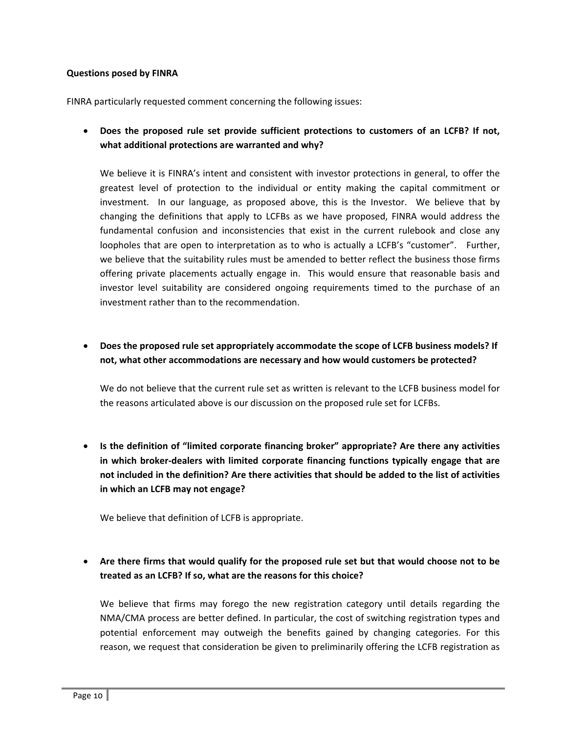**Questions posed by FINRA**

FINRA particularly requested comment concerning the following issues:

- **Does the proposed rule set provide sufficient protections to customers of an LCFB? If not, what additional protections are warranted and why?**

  We believe it is FINRA's intent and consistent with investor protections in general, to offer the greatest level of protection to the individual or entity making the capital commitment or investment. In our language, as proposed above, this is the Investor. We believe that by changing the definitions that apply to LCFBs as we have proposed, FINRA would address the fundamental confusion and inconsistencies that exist in the current rulebook and close any loopholes that are open to interpretation as to who is actually a LCFB's "customer". Further, we believe that the suitability rules must be amended to better reflect the business those firms offering private placements actually engage in. This would ensure that reasonable basis and investor level suitability are considered ongoing requirements timed to the purchase of an investment rather than to the recommendation.

- **Does the proposed rule set appropriately accommodate the scope of LCFB business models? If not, what other accommodations are necessary and how would customers be protected?**

  We do not believe that the current rule set as written is relevant to the LCFB business model for the reasons articulated above is our discussion on the proposed rule set for LCFBs.

- **Is the definition of "limited corporate financing broker" appropriate? Are there any activities in which broker-dealers with limited corporate financing functions typically engage that are not included in the definition? Are there activities that should be added to the list of activities in which an LCFB may not engage?**

  We believe that definition of LCFB is appropriate.

- **Are there firms that would qualify for the proposed rule set but that would choose not to be treated as an LCFB? If so, what are the reasons for this choice?**

  We believe that firms may forego the new registration category until details regarding the NMA/CMA process are better defined. In particular, the cost of switching registration types and potential enforcement may outweigh the benefits gained by changing categories. For this reason, we request that consideration be given to preliminarily offering the LCFB registration as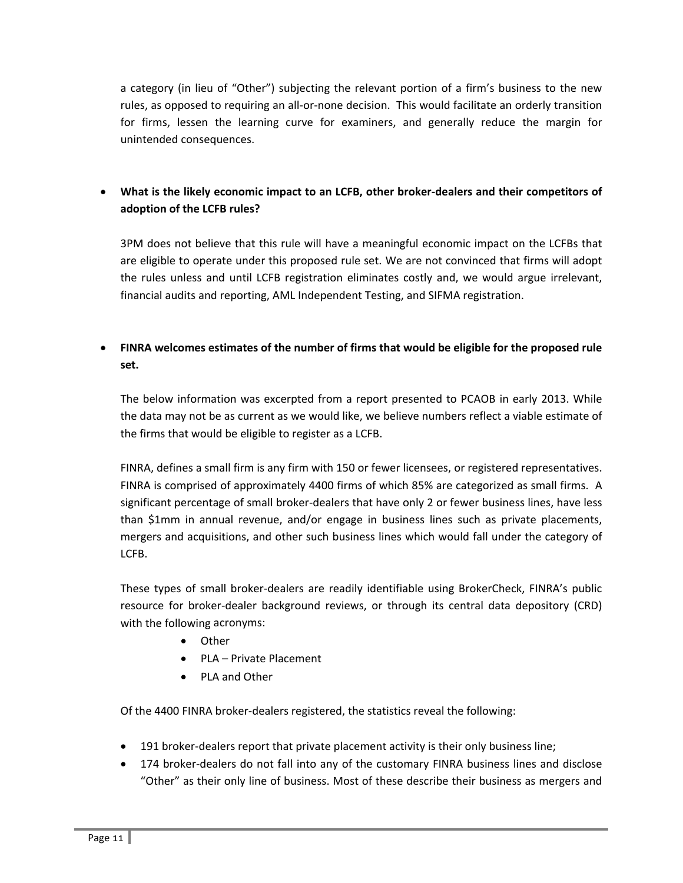a category (in lieu of "Other") subjecting the relevant portion of a firm's business to the new rules, as opposed to requiring an all-or-none decision. This would facilitate an orderly transition for firms, lessen the learning curve for examiners, and generally reduce the margin for unintended consequences.

- **What is the likely economic impact to an LCFB, other broker-dealers and their competitors of adoption of the LCFB rules?**

  3PM does not believe that this rule will have a meaningful economic impact on the LCFBs that are eligible to operate under this proposed rule set. We are not convinced that firms will adopt the rules unless and until LCFB registration eliminates costly and, we would argue irrelevant, financial audits and reporting, AML Independent Testing, and SIFMA registration.

- **FINRA welcomes estimates of the number of firms that would be eligible for the proposed rule set.**

  The below information was excerpted from a report presented to PCAOB in early 2013. While the data may not be as current as we would like, we believe numbers reflect a viable estimate of the firms that would be eligible to register as a LCFB.

  FINRA, defines a small firm is any firm with 150 or fewer licensees, or registered representatives. FINRA is comprised of approximately 4400 firms of which 85% are categorized as small firms. A significant percentage of small broker-dealers that have only 2 or fewer business lines, have less than $1mm in annual revenue, and/or engage in business lines such as private placements, mergers and acquisitions, and other such business lines which would fall under the category of LCFB.

  These types of small broker-dealers are readily identifiable using BrokerCheck, FINRA's public resource for broker-dealer background reviews, or through its central data depository (CRD) with the following acronyms:

  - Other
  - PLA – Private Placement
  - PLA and Other

  Of the 4400 FINRA broker-dealers registered, the statistics reveal the following:

- 191 broker-dealers report that private placement activity is their only business line;
- 174 broker-dealers do not fall into any of the customary FINRA business lines and disclose "Other" as their only line of business. Most of these describe their business as mergers and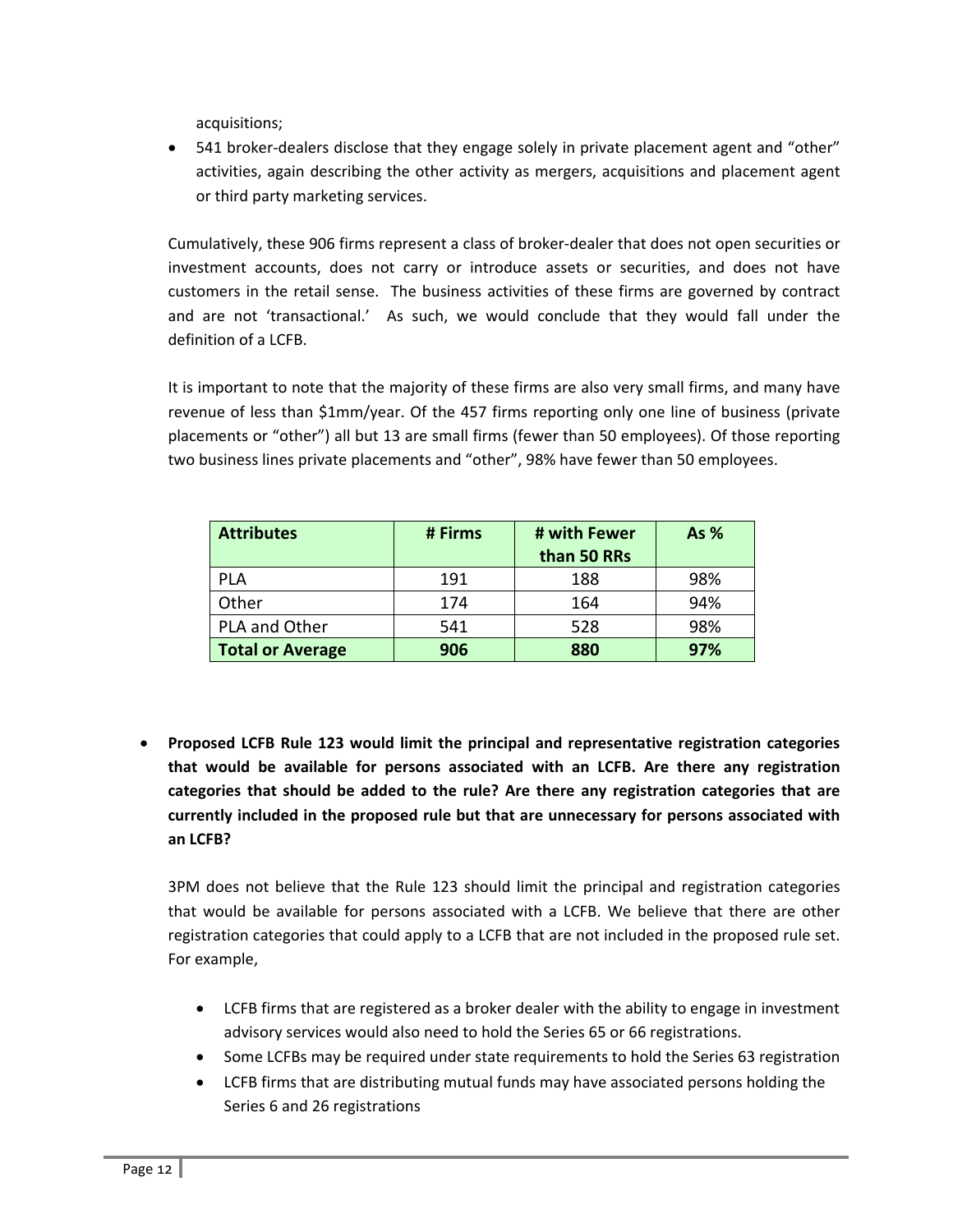acquisitions;

- 541 broker-dealers disclose that they engage solely in private placement agent and "other" activities, again describing the other activity as mergers, acquisitions and placement agent or third party marketing services.

Cumulatively, these 906 firms represent a class of broker-dealer that does not open securities or investment accounts, does not carry or introduce assets or securities, and does not have customers in the retail sense. The business activities of these firms are governed by contract and are not 'transactional.' As such, we would conclude that they would fall under the definition of a LCFB.

It is important to note that the majority of these firms are also very small firms, and many have revenue of less than $1mm/year. Of the 457 firms reporting only one line of business (private placements or "other") all but 13 are small firms (fewer than 50 employees). Of those reporting two business lines private placements and "other", 98% have fewer than 50 employees.

| **Attributes** | **# Firms** | **# with Fewer than 50 RRs** | **As %** |
|---|---|---|---|
| PLA | 191 | 188 | 98% |
| Other | 174 | 164 | 94% |
| PLA and Other | 541 | 528 | 98% |
| **Total or Average** | **906** | **880** | **97%** |

- **Proposed LCFB Rule 123 would limit the principal and representative registration categories that would be available for persons associated with an LCFB. Are there any registration categories that should be added to the rule? Are there any registration categories that are currently included in the proposed rule but that are unnecessary for persons associated with an LCFB?**

  3PM does not believe that the Rule 123 should limit the principal and registration categories that would be available for persons associated with a LCFB. We believe that there are other registration categories that could apply to a LCFB that are not included in the proposed rule set. For example,

  - LCFB firms that are registered as a broker dealer with the ability to engage in investment advisory services would also need to hold the Series 65 or 66 registrations.
  - Some LCFBs may be required under state requirements to hold the Series 63 registration
  - LCFB firms that are distributing mutual funds may have associated persons holding the Series 6 and 26 registrations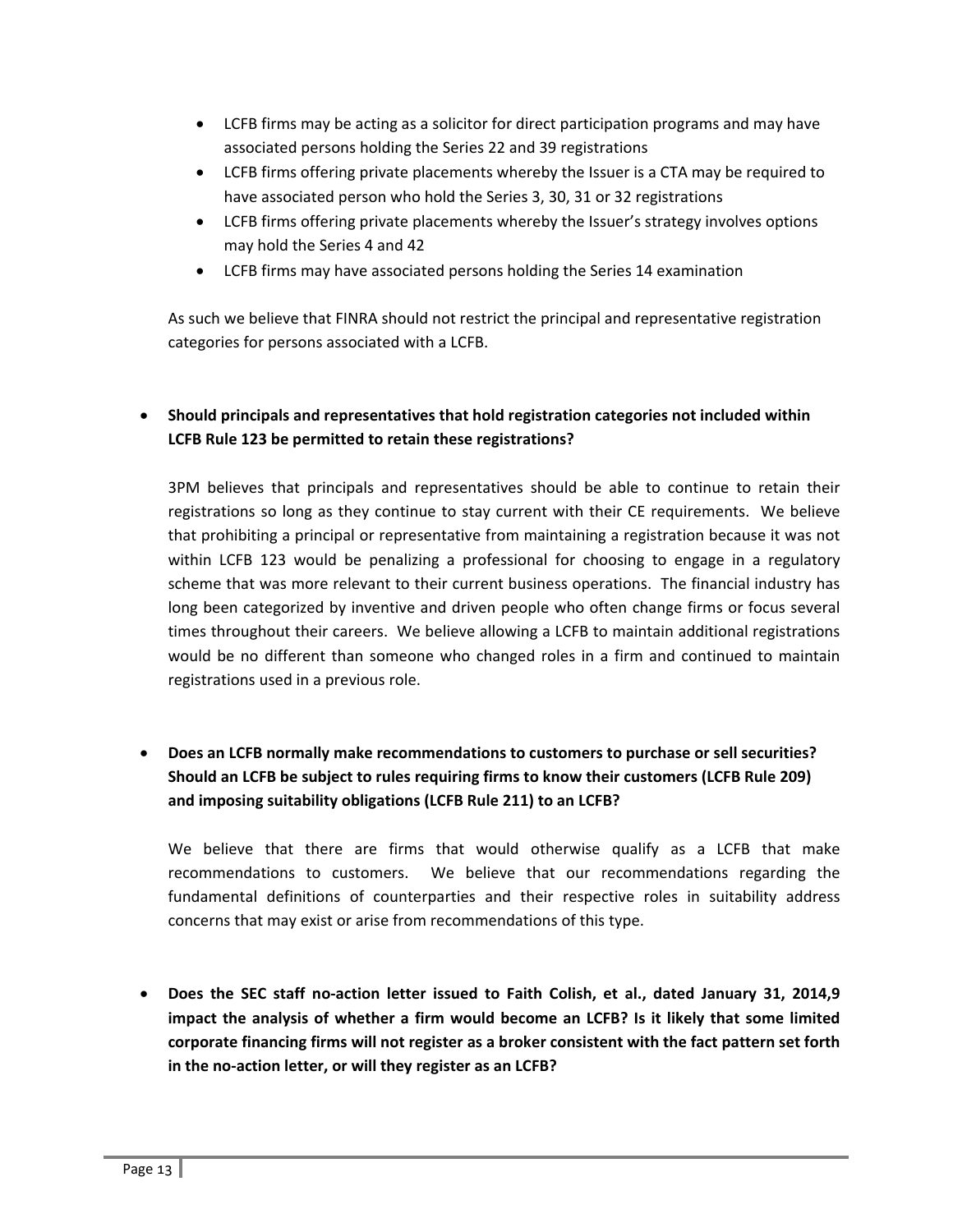- LCFB firms may be acting as a solicitor for direct participation programs and may have associated persons holding the Series 22 and 39 registrations
- LCFB firms offering private placements whereby the Issuer is a CTA may be required to have associated person who hold the Series 3, 30, 31 or 32 registrations
- LCFB firms offering private placements whereby the Issuer's strategy involves options may hold the Series 4 and 42
- LCFB firms may have associated persons holding the Series 14 examination

As such we believe that FINRA should not restrict the principal and representative registration categories for persons associated with a LCFB.

- **Should principals and representatives that hold registration categories not included within LCFB Rule 123 be permitted to retain these registrations?**

  3PM believes that principals and representatives should be able to continue to retain their registrations so long as they continue to stay current with their CE requirements. We believe that prohibiting a principal or representative from maintaining a registration because it was not within LCFB 123 would be penalizing a professional for choosing to engage in a regulatory scheme that was more relevant to their current business operations. The financial industry has long been categorized by inventive and driven people who often change firms or focus several times throughout their careers. We believe allowing a LCFB to maintain additional registrations would be no different than someone who changed roles in a firm and continued to maintain registrations used in a previous role.

- **Does an LCFB normally make recommendations to customers to purchase or sell securities? Should an LCFB be subject to rules requiring firms to know their customers (LCFB Rule 209) and imposing suitability obligations (LCFB Rule 211) to an LCFB?**

  We believe that there are firms that would otherwise qualify as a LCFB that make recommendations to customers. We believe that our recommendations regarding the fundamental definitions of counterparties and their respective roles in suitability address concerns that may exist or arise from recommendations of this type.

- **Does the SEC staff no-action letter issued to Faith Colish, et al., dated January 31, 2014,[9] impact the analysis of whether a firm would become an LCFB? Is it likely that some limited corporate financing firms will not register as a broker consistent with the fact pattern set forth in the no-action letter, or will they register as an LCFB?**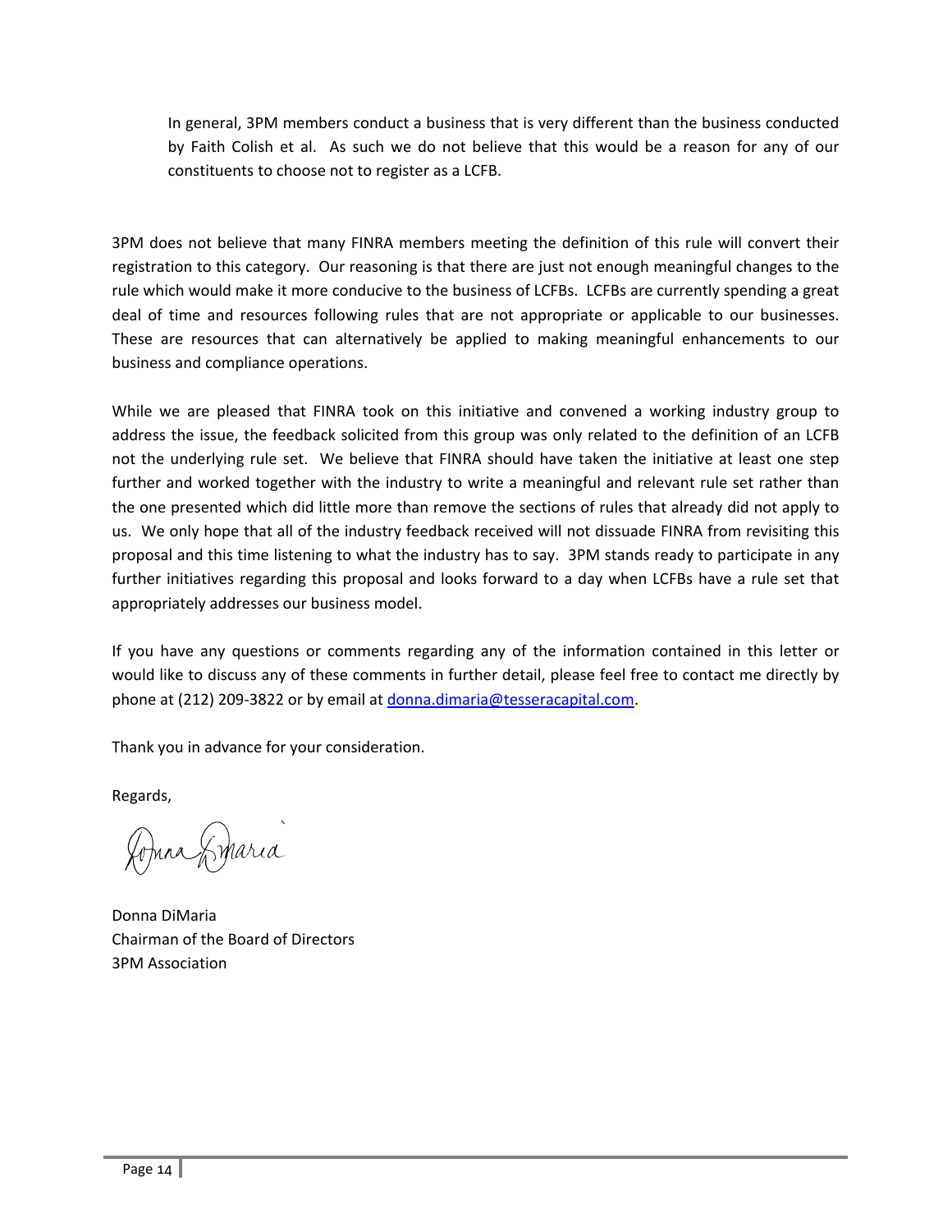In general, 3PM members conduct a business that is very different than the business conducted by Faith Colish et al. As such we do not believe that this would be a reason for any of our constituents to choose not to register as a LCFB.

3PM does not believe that many FINRA members meeting the definition of this rule will convert their registration to this category. Our reasoning is that there are just not enough meaningful changes to the rule which would make it more conducive to the business of LCFBs. LCFBs are currently spending a great deal of time and resources following rules that are not appropriate or applicable to our businesses. These are resources that can alternatively be applied to making meaningful enhancements to our business and compliance operations.

While we are pleased that FINRA took on this initiative and convened a working industry group to address the issue, the feedback solicited from this group was only related to the definition of an LCFB not the underlying rule set. We believe that FINRA should have taken the initiative at least one step further and worked together with the industry to write a meaningful and relevant rule set rather than the one presented which did little more than remove the sections of rules that already did not apply to us. We only hope that all of the industry feedback received will not dissuade FINRA from revisiting this proposal and this time listening to what the industry has to say. 3PM stands ready to participate in any further initiatives regarding this proposal and looks forward to a day when LCFBs have a rule set that appropriately addresses our business model.

If you have any questions or comments regarding any of the information contained in this letter or would like to discuss any of these comments in further detail, please feel free to contact me directly by phone at (212) 209-3822 or by email at donna.dimaria@tesseracapital.com.

Thank you in advance for your consideration.

Regards,

Donna DiMaria
Chairman of the Board of Directors
3PM Association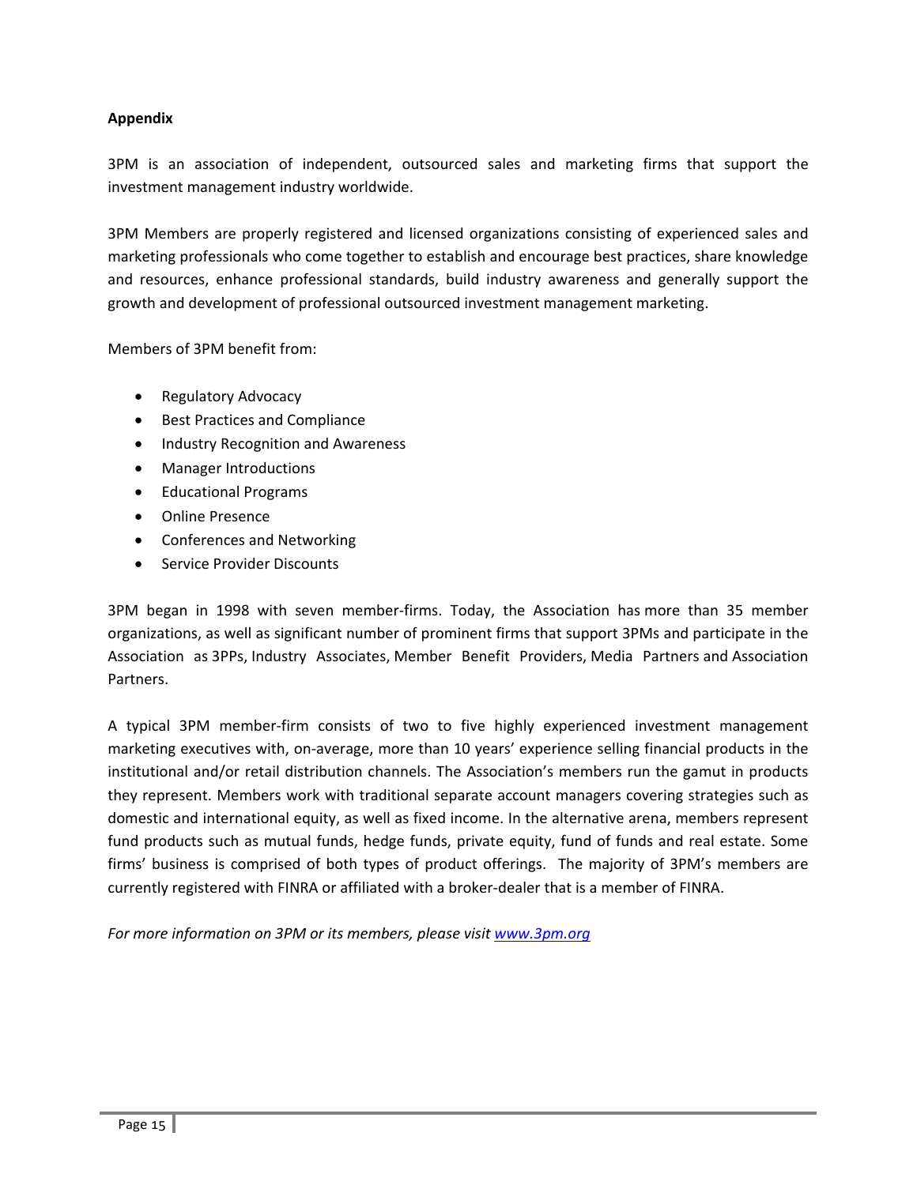**Appendix**

3PM is an association of independent, outsourced sales and marketing firms that support the investment management industry worldwide.

3PM Members are properly registered and licensed organizations consisting of experienced sales and marketing professionals who come together to establish and encourage best practices, share knowledge and resources, enhance professional standards, build industry awareness and generally support the growth and development of professional outsourced investment management marketing.

Members of 3PM benefit from:

- Regulatory Advocacy
- Best Practices and Compliance
- Industry Recognition and Awareness
- Manager Introductions
- Educational Programs
- Online Presence
- Conferences and Networking
- Service Provider Discounts

3PM began in 1998 with seven member-firms. Today, the Association has more than 35 member organizations, as well as significant number of prominent firms that support 3PMs and participate in the Association as 3PPs, Industry Associates, Member Benefit Providers, Media Partners and Association Partners.

A typical 3PM member-firm consists of two to five highly experienced investment management marketing executives with, on-average, more than 10 years' experience selling financial products in the institutional and/or retail distribution channels. The Association's members run the gamut in products they represent. Members work with traditional separate account managers covering strategies such as domestic and international equity, as well as fixed income. In the alternative arena, members represent fund products such as mutual funds, hedge funds, private equity, fund of funds and real estate. Some firms' business is comprised of both types of product offerings. The majority of 3PM's members are currently registered with FINRA or affiliated with a broker-dealer that is a member of FINRA.

*For more information on 3PM or its members, please visit [www.3pm.org](http://www.3pm.org)*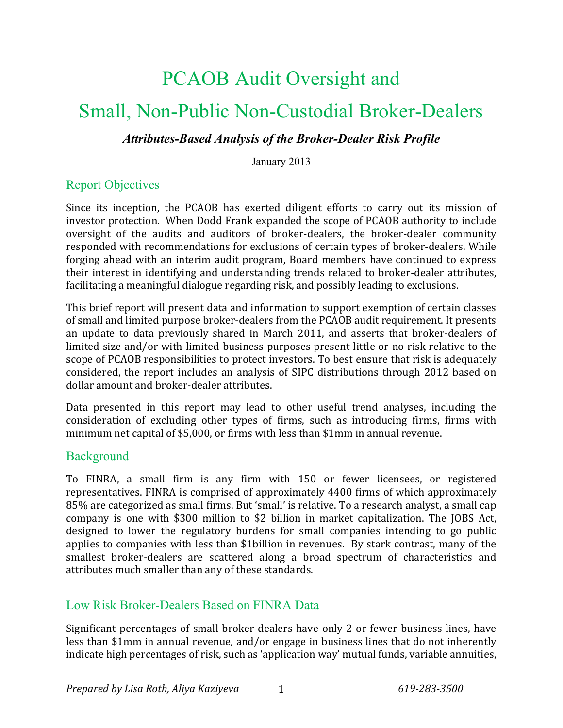# PCAOB Audit Oversight and

# Small, Non-Public Non-Custodial Broker-Dealers

### *Attributes-Based Analysis of the Broker-Dealer Risk Profile*

January 2013

## Report Objectives

Since its inception, the PCAOB has exerted diligent efforts to carry out its mission of investor protection. When Dodd Frank expanded the scope of PCAOB authority to include oversight of the audits and auditors of broker-dealers, the broker-dealer community responded with recommendations for exclusions of certain types of broker-dealers. While forging ahead with an interim audit program, Board members have continued to express their interest in identifying and understanding trends related to broker-dealer attributes, facilitating a meaningful dialogue regarding risk, and possibly leading to exclusions.

This brief report will present data and information to support exemption of certain classes of small and limited purpose broker-dealers from the PCAOB audit requirement. It presents an update to data previously shared in March 2011, and asserts that broker-dealers of limited size and/or with limited business purposes present little or no risk relative to the scope of PCAOB responsibilities to protect investors. To best ensure that risk is adequately considered, the report includes an analysis of SIPC distributions through 2012 based on dollar amount and broker-dealer attributes.

Data presented in this report may lead to other useful trend analyses, including the consideration of excluding other types of firms, such as introducing firms, firms with minimum net capital of $5,000, or firms with less than $1mm in annual revenue.

## Background

To FINRA, a small firm is any firm with 150 or fewer licensees, or registered representatives. FINRA is comprised of approximately 4400 firms of which approximately 85% are categorized as small firms. But 'small' is relative. To a research analyst, a small cap company is one with $300 million to $2 billion in market capitalization. The JOBS Act, designed to lower the regulatory burdens for small companies intending to go public applies to companies with less than $1billion in revenues. By stark contrast, many of the smallest broker-dealers are scattered along a broad spectrum of characteristics and attributes much smaller than any of these standards.

## Low Risk Broker-Dealers Based on FINRA Data

Significant percentages of small broker-dealers have only 2 or fewer business lines, have less than $1mm in annual revenue, and/or engage in business lines that do not inherently indicate high percentages of risk, such as 'application way' mutual funds, variable annuities,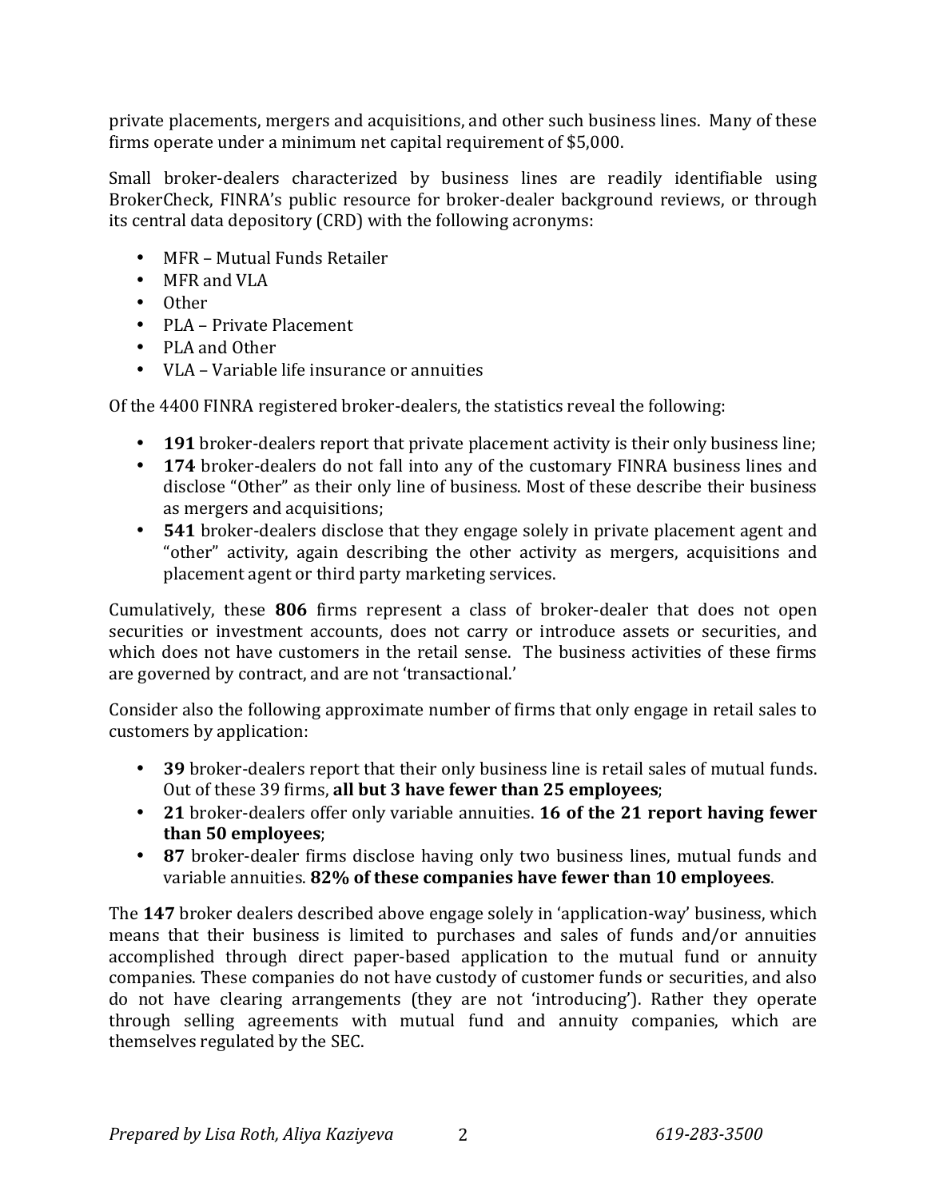private placements, mergers and acquisitions, and other such business lines. Many of these firms operate under a minimum net capital requirement of $5,000.

Small broker-dealers characterized by business lines are readily identifiable using BrokerCheck, FINRA's public resource for broker-dealer background reviews, or through its central data depository (CRD) with the following acronyms:

- MFR – Mutual Funds Retailer
- MFR and VLA
- Other
- PLA – Private Placement
- PLA and Other
- VLA – Variable life insurance or annuities

Of the 4400 FINRA registered broker-dealers, the statistics reveal the following:

- **191** broker-dealers report that private placement activity is their only business line;
- **174** broker-dealers do not fall into any of the customary FINRA business lines and disclose "Other" as their only line of business. Most of these describe their business as mergers and acquisitions;
- **541** broker-dealers disclose that they engage solely in private placement agent and "other" activity, again describing the other activity as mergers, acquisitions and placement agent or third party marketing services.

Cumulatively, these **806** firms represent a class of broker-dealer that does not open securities or investment accounts, does not carry or introduce assets or securities, and which does not have customers in the retail sense. The business activities of these firms are governed by contract, and are not 'transactional.'

Consider also the following approximate number of firms that only engage in retail sales to customers by application:

- **39** broker-dealers report that their only business line is retail sales of mutual funds. Out of these 39 firms, **all but 3 have fewer than 25 employees**;
- **21** broker-dealers offer only variable annuities. **16 of the 21 report having fewer than 50 employees**;
- **87** broker-dealer firms disclose having only two business lines, mutual funds and variable annuities. **82% of these companies have fewer than 10 employees**.

The **147** broker dealers described above engage solely in 'application-way' business, which means that their business is limited to purchases and sales of funds and/or annuities accomplished through direct paper-based application to the mutual fund or annuity companies. These companies do not have custody of customer funds or securities, and also do not have clearing arrangements (they are not 'introducing'). Rather they operate through selling agreements with mutual fund and annuity companies, which are themselves regulated by the SEC.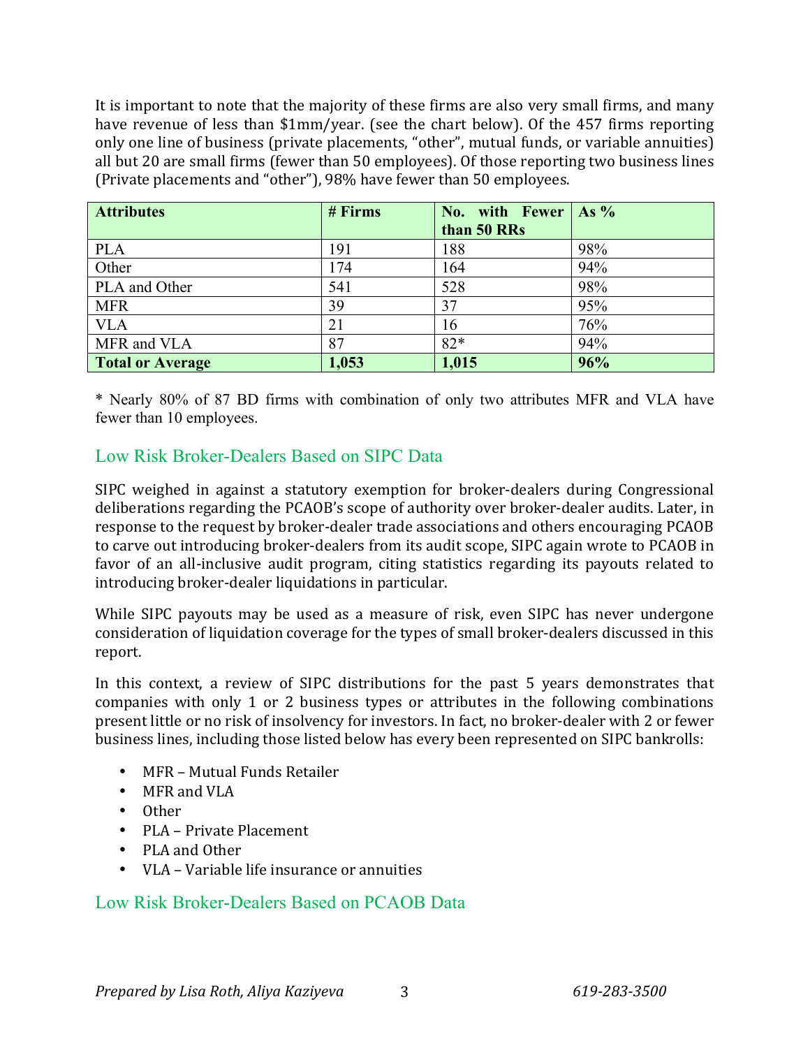It is important to note that the majority of these firms are also very small firms, and many have revenue of less than $1mm/year. (see the chart below). Of the 457 firms reporting only one line of business (private placements, "other", mutual funds, or variable annuities) all but 20 are small firms (fewer than 50 employees). Of those reporting two business lines (Private placements and "other"), 98% have fewer than 50 employees.

| **Attributes** | **# Firms** | **No. with Fewer than 50 RRs** | **As %** |
|---|---|---|---|
| PLA | 191 | 188 | 98% |
| Other | 174 | 164 | 94% |
| PLA and Other | 541 | 528 | 98% |
| MFR | 39 | 37 | 95% |
| VLA | 21 | 16 | 76% |
| MFR and VLA | 87 | 82* | 94% |
| **Total or Average** | **1,053** | **1,015** | **96%** |

\* Nearly 80% of 87 BD firms with combination of only two attributes MFR and VLA have fewer than 10 employees.

## Low Risk Broker-Dealers Based on SIPC Data

SIPC weighed in against a statutory exemption for broker-dealers during Congressional deliberations regarding the PCAOB's scope of authority over broker-dealer audits. Later, in response to the request by broker-dealer trade associations and others encouraging PCAOB to carve out introducing broker-dealers from its audit scope, SIPC again wrote to PCAOB in favor of an all-inclusive audit program, citing statistics regarding its payouts related to introducing broker-dealer liquidations in particular.

While SIPC payouts may be used as a measure of risk, even SIPC has never undergone consideration of liquidation coverage for the types of small broker-dealers discussed in this report.

In this context, a review of SIPC distributions for the past 5 years demonstrates that companies with only 1 or 2 business types or attributes in the following combinations present little or no risk of insolvency for investors. In fact, no broker-dealer with 2 or fewer business lines, including those listed below has every been represented on SIPC bankrolls:

- MFR – Mutual Funds Retailer
- MFR and VLA
- Other
- PLA – Private Placement
- PLA and Other
- VLA – Variable life insurance or annuities

## Low Risk Broker-Dealers Based on PCAOB Data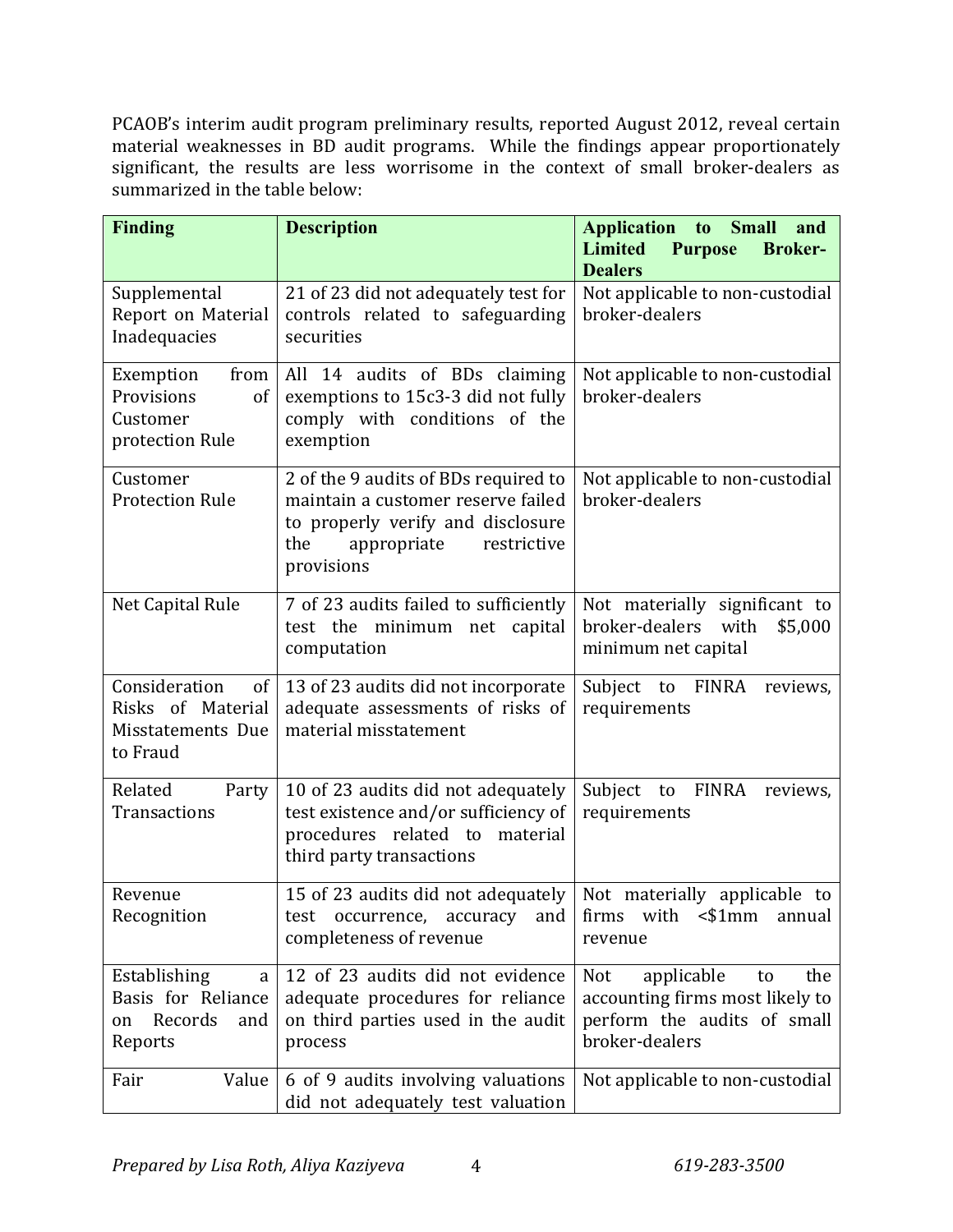PCAOB's interim audit program preliminary results, reported August 2012, reveal certain material weaknesses in BD audit programs. While the findings appear proportionately significant, the results are less worrisome in the context of small broker-dealers as summarized in the table below:

| Finding | Description | Application to Small and Limited Purpose Broker-Dealers |
|---|---|---|
| Supplemental Report on Material Inadequacies | 21 of 23 did not adequately test for controls related to safeguarding securities | Not applicable to non-custodial broker-dealers |
| Exemption from Provisions of Customer protection Rule | All 14 audits of BDs claiming exemptions to 15c3-3 did not fully comply with conditions of the exemption | Not applicable to non-custodial broker-dealers |
| Customer Protection Rule | 2 of the 9 audits of BDs required to maintain a customer reserve failed to properly verify and disclosure the appropriate restrictive provisions | Not applicable to non-custodial broker-dealers |
| Net Capital Rule | 7 of 23 audits failed to sufficiently test the minimum net capital computation | Not materially significant to broker-dealers with $5,000 minimum net capital |
| Consideration of Risks of Material Misstatements Due to Fraud | 13 of 23 audits did not incorporate adequate assessments of risks of material misstatement | Subject to FINRA reviews, requirements |
| Related Party Transactions | 10 of 23 audits did not adequately test existence and/or sufficiency of procedures related to material third party transactions | Subject to FINRA reviews, requirements |
| Revenue Recognition | 15 of 23 audits did not adequately test occurrence, accuracy and completeness of revenue | Not materially applicable to firms with <$1mm annual revenue |
| Establishing a Basis for Reliance on Records and Reports | 12 of 23 audits did not evidence adequate procedures for reliance on third parties used in the audit process | Not applicable to the accounting firms most likely to perform the audits of small broker-dealers |
| Fair Value | 6 of 9 audits involving valuations did not adequately test valuation | Not applicable to non-custodial |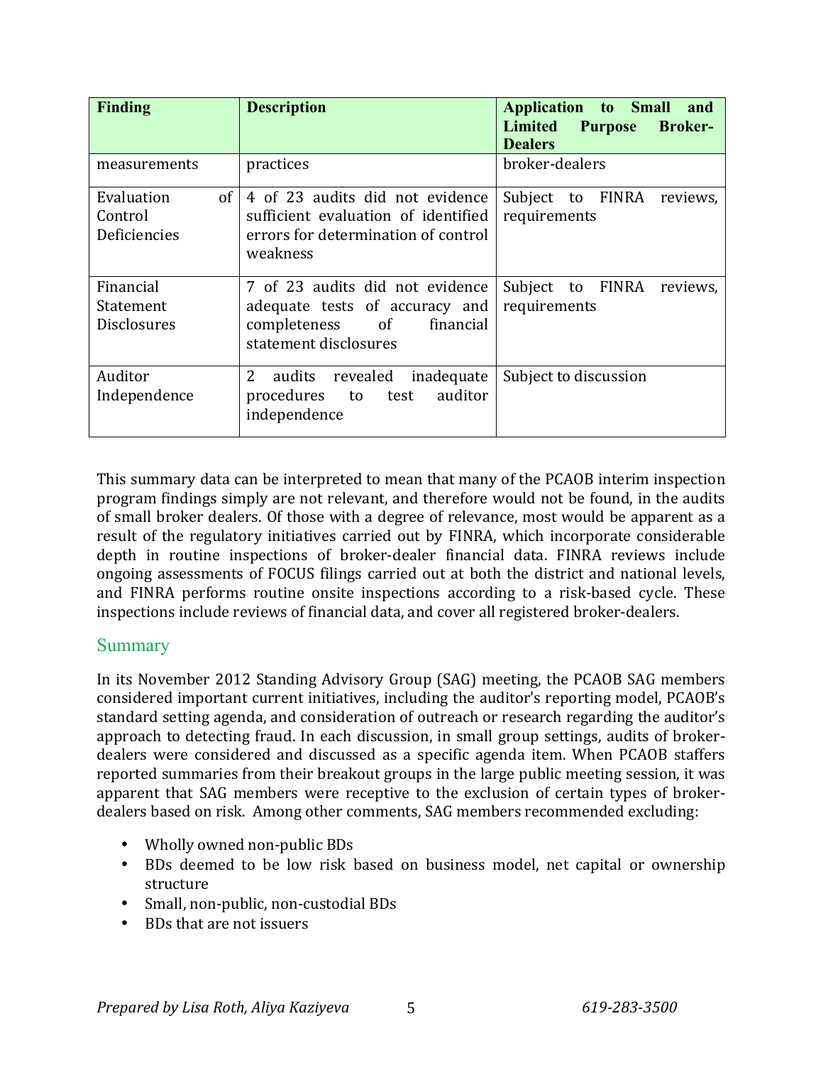| Finding | Description | Application to Small and Limited Purpose Broker-Dealers |
|---|---|---|
| measurements | practices | broker-dealers |
| Evaluation of Control Deficiencies | 4 of 23 audits did not evidence sufficient evaluation of identified errors for determination of control weakness | Subject to FINRA reviews, requirements |
| Financial Statement Disclosures | 7 of 23 audits did not evidence adequate tests of accuracy and completeness of financial statement disclosures | Subject to FINRA reviews, requirements |
| Auditor Independence | 2 audits revealed inadequate procedures to test auditor independence | Subject to discussion |

This summary data can be interpreted to mean that many of the PCAOB interim inspection program findings simply are not relevant, and therefore would not be found, in the audits of small broker dealers. Of those with a degree of relevance, most would be apparent as a result of the regulatory initiatives carried out by FINRA, which incorporate considerable depth in routine inspections of broker-dealer financial data. FINRA reviews include ongoing assessments of FOCUS filings carried out at both the district and national levels, and FINRA performs routine onsite inspections according to a risk-based cycle. These inspections include reviews of financial data, and cover all registered broker-dealers.

## Summary

In its November 2012 Standing Advisory Group (SAG) meeting, the PCAOB SAG members considered important current initiatives, including the auditor's reporting model, PCAOB's standard setting agenda, and consideration of outreach or research regarding the auditor's approach to detecting fraud. In each discussion, in small group settings, audits of broker-dealers were considered and discussed as a specific agenda item. When PCAOB staffers reported summaries from their breakout groups in the large public meeting session, it was apparent that SAG members were receptive to the exclusion of certain types of broker-dealers based on risk. Among other comments, SAG members recommended excluding:

- Wholly owned non-public BDs
- BDs deemed to be low risk based on business model, net capital or ownership structure
- Small, non-public, non-custodial BDs
- BDs that are not issuers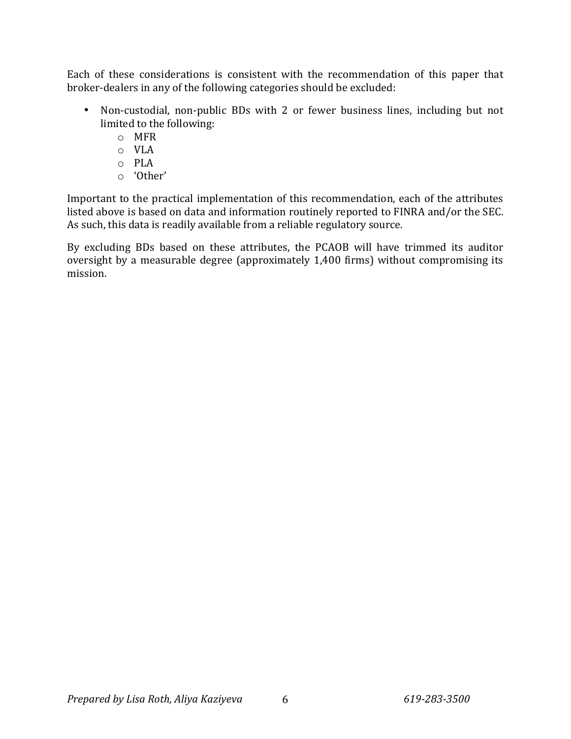Each of these considerations is consistent with the recommendation of this paper that broker-dealers in any of the following categories should be excluded:

- Non-custodial, non-public BDs with 2 or fewer business lines, including but not limited to the following:
  - MFR
  - VLA
  - PLA
  - 'Other'

Important to the practical implementation of this recommendation, each of the attributes listed above is based on data and information routinely reported to FINRA and/or the SEC. As such, this data is readily available from a reliable regulatory source.

By excluding BDs based on these attributes, the PCAOB will have trimmed its auditor oversight by a measurable degree (approximately 1,400 firms) without compromising its mission.